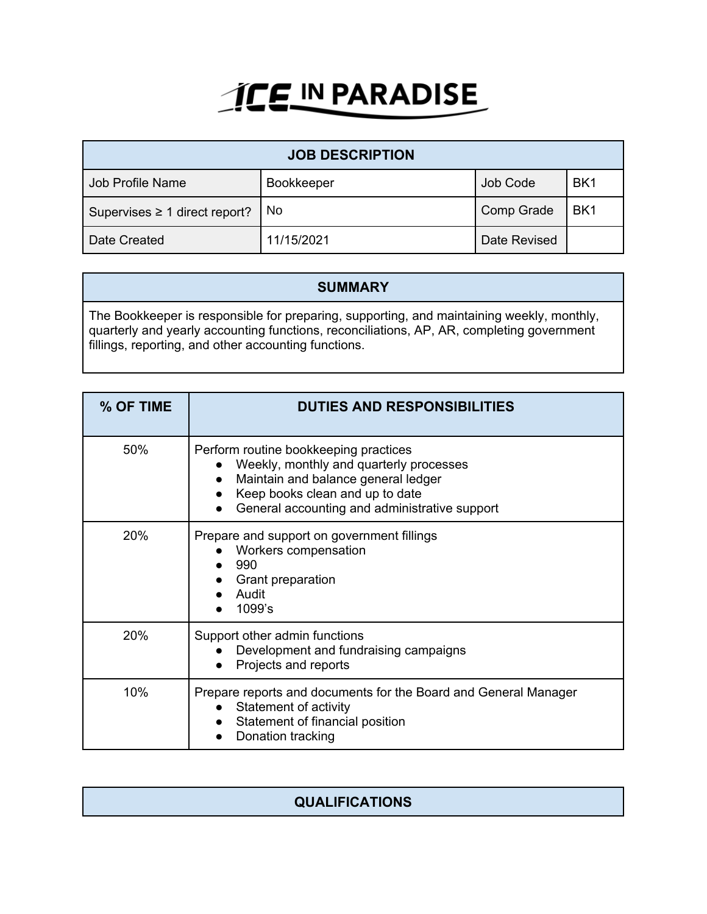# ICE IN PARADISE

| JOB DESCRIPTION | | | |
|---|---|---|---|
| Job Profile Name | Bookkeeper | Job Code | BK1 |
| Supervises ≥ 1 direct report? | No | Comp Grade | BK1 |
| Date Created | 11/15/2021 | Date Revised | |

## SUMMARY

The Bookkeeper is responsible for preparing, supporting, and maintaining weekly, monthly, quarterly and yearly accounting functions, reconciliations, AP, AR, completing government fillings, reporting, and other accounting functions.

| % OF TIME | DUTIES AND RESPONSIBILITIES |
|---|---|
| 50% | Perform routine bookkeeping practices<br>● Weekly, monthly and quarterly processes<br>● Maintain and balance general ledger<br>● Keep books clean and up to date<br>● General accounting and administrative support |
| 20% | Prepare and support on government fillings<br>● Workers compensation<br>● 990<br>● Grant preparation<br>● Audit<br>● 1099's |
| 20% | Support other admin functions<br>● Development and fundraising campaigns<br>● Projects and reports |
| 10% | Prepare reports and documents for the Board and General Manager<br>● Statement of activity<br>● Statement of financial position<br>● Donation tracking |

## QUALIFICATIONS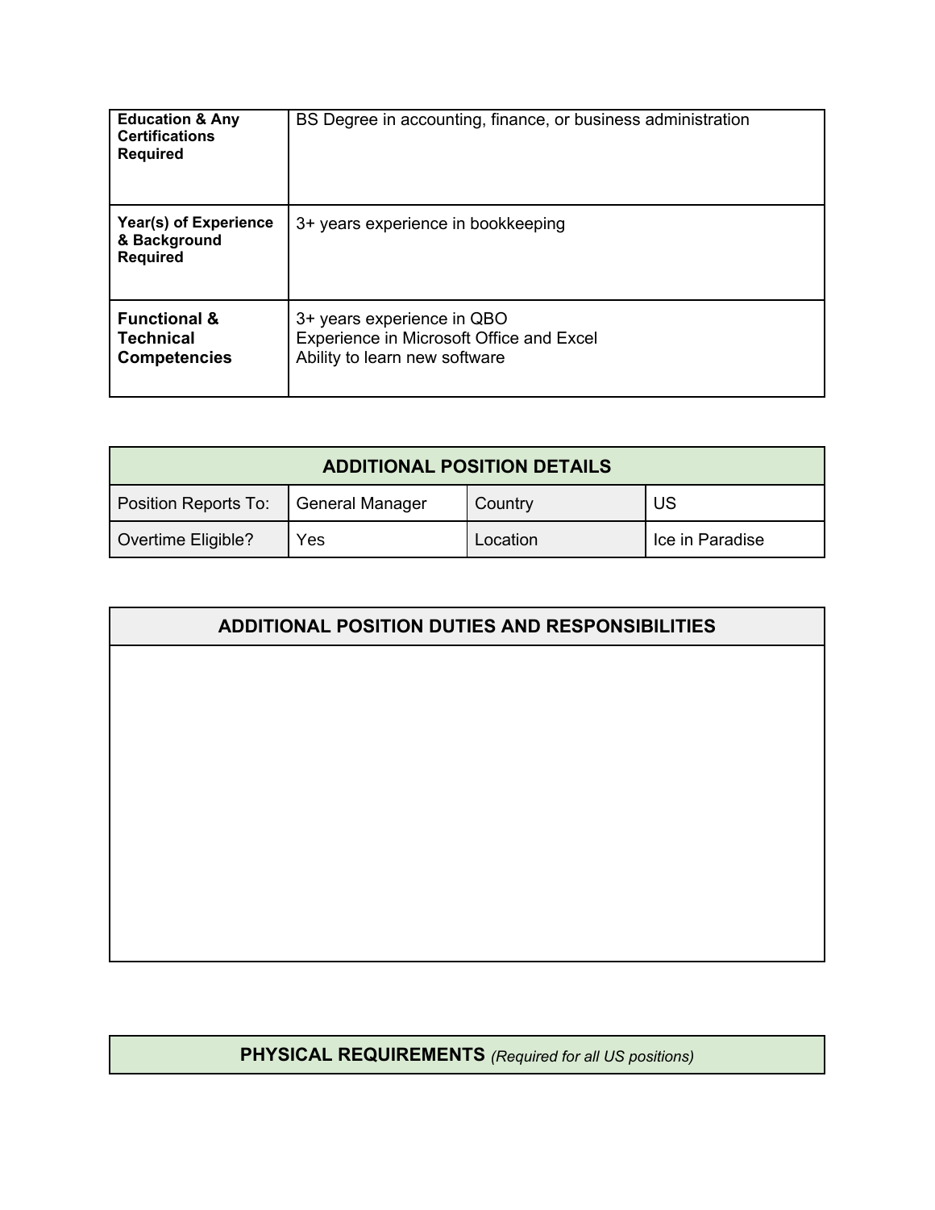| **Education & Any Certifications Required** | BS Degree in accounting, finance, or business administration |
| --- | --- |
| **Year(s) of Experience & Background Required** | 3+ years experience in bookkeeping |
| **Functional & Technical Competencies** | 3+ years experience in QBO<br>Experience in Microsoft Office and Excel<br>Ability to learn new software |

| **ADDITIONAL POSITION DETAILS** | | | |
| --- | --- | --- | --- |
| Position Reports To: | General Manager | Country | US |
| Overtime Eligible? | Yes | Location | Ice in Paradise |

| **ADDITIONAL POSITION DUTIES AND RESPONSIBILITIES** |
| --- |
| |

| **PHYSICAL REQUIREMENTS** *(Required for all US positions)* |
| --- |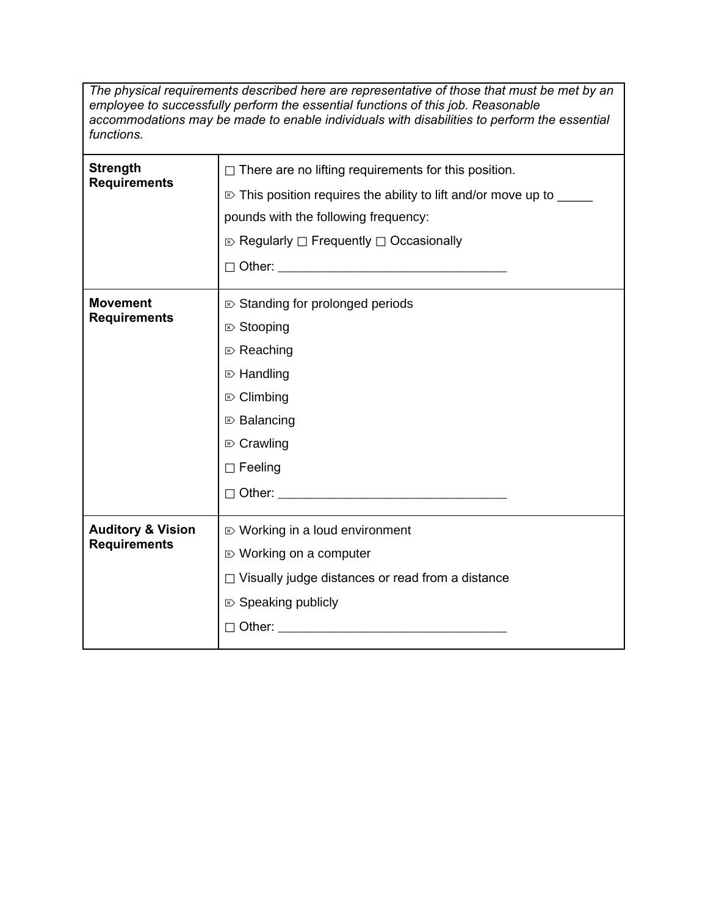| | |
|---|---|
| *The physical requirements described here are representative of those that must be met by an employee to successfully perform the essential functions of this job. Reasonable accommodations may be made to enable individuals with disabilities to perform the essential functions.* | |
| **Strength Requirements** | ☐ There are no lifting requirements for this position.<br>⌦ This position requires the ability to lift and/or move up to _____ pounds with the following frequency:<br>⌦ Regularly ☐ Frequently ☐ Occasionally<br>☐ Other: _________________________________ |
| **Movement Requirements** | ⌦ Standing for prolonged periods<br>⌦ Stooping<br>⌦ Reaching<br>⌦ Handling<br>⌦ Climbing<br>⌦ Balancing<br>⌦ Crawling<br>☐ Feeling<br>☐ Other: _________________________________ |
| **Auditory & Vision Requirements** | ⌦ Working in a loud environment<br>⌦ Working on a computer<br>☐ Visually judge distances or read from a distance<br>⌦ Speaking publicly<br>☐ Other: _________________________________ |